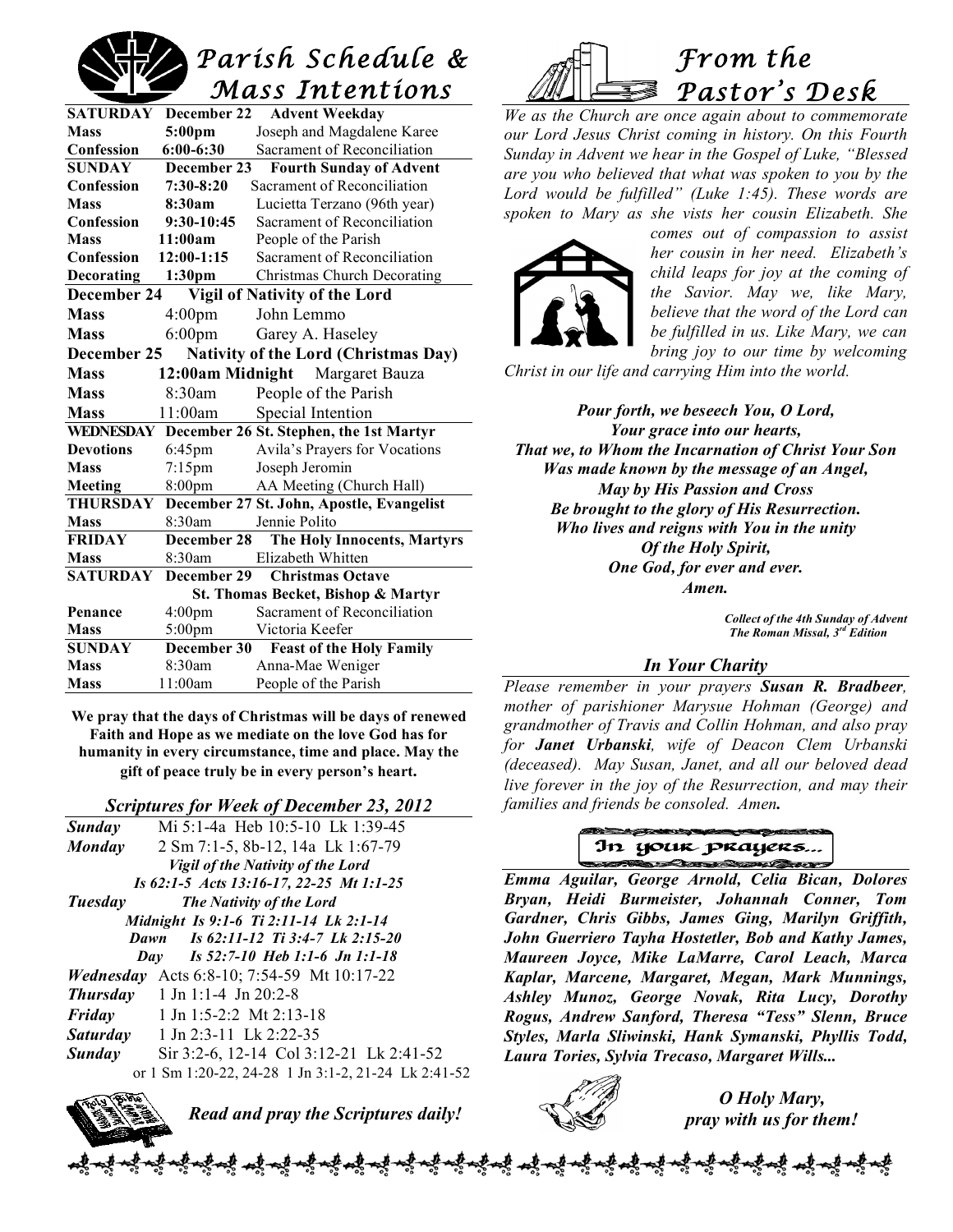# Parish Schedule & Mass Intentions

| | | |
|---|---|---|
| **SATURDAY** | **December 22** | **Advent Weekday** |
| **Mass** | **5:00pm** | Joseph and Magdalene Karee |
| **Confession** | **6:00-6:30** | Sacrament of Reconciliation |
| **SUNDAY** | **December 23** | **Fourth Sunday of Advent** |
| **Confession** | **7:30-8:20** | Sacrament of Reconciliation |
| **Mass** | **8:30am** | Lucietta Terzano (96th year) |
| **Confession** | **9:30-10:45** | Sacrament of Reconciliation |
| **Mass** | **11:00am** | People of the Parish |
| **Confession** | **12:00-1:15** | Sacrament of Reconciliation |
| **Decorating** | **1:30pm** | Christmas Church Decorating |
| **December 24** | **Vigil of Nativity of the Lord** | |
| **Mass** | 4:00pm | John Lemmo |
| **Mass** | 6:00pm | Garey A. Haseley |
| **December 25** | **Nativity of the Lord (Christmas Day)** | |
| **Mass** | **12:00am Midnight** | Margaret Bauza |
| **Mass** | 8:30am | People of the Parish |
| **Mass** | 11:00am | Special Intention |
| **WEDNESDAY** | **December 26 St. Stephen, the 1st Martyr** | |
| **Devotions** | 6:45pm | Avila's Prayers for Vocations |
| **Mass** | 7:15pm | Joseph Jeromin |
| **Meeting** | 8:00pm | AA Meeting (Church Hall) |
| **THURSDAY** | **December 27 St. John, Apostle, Evangelist** | |
| **Mass** | 8:30am | Jennie Polito |
| **FRIDAY** | **December 28** | **The Holy Innocents, Martyrs** |
| **Mass** | 8:30am | Elizabeth Whitten |
| **SATURDAY** | **December 29** | **Christmas Octave** |
| | | **St. Thomas Becket, Bishop & Martyr** |
| **Penance** | 4:00pm | Sacrament of Reconciliation |
| **Mass** | 5:00pm | Victoria Keefer |
| **SUNDAY** | **December 30** | **Feast of the Holy Family** |
| **Mass** | 8:30am | Anna-Mae Weniger |
| **Mass** | 11:00am | People of the Parish |

**We pray that the days of Christmas will be days of renewed Faith and Hope as we mediate on the love God has for humanity in every circumstance, time and place. May the gift of peace truly be in every person's heart.**

## *Scriptures for Week of December 23, 2012*

***Sunday*** Mi 5:1-4a Heb 10:5-10 Lk 1:39-45

***Monday*** 2 Sm 7:1-5, 8b-12, 14a Lk 1:67-79

***Vigil of the Nativity of the Lord***
*Is 62:1-5 Acts 13:16-17, 22-25 Mt 1:1-25*

***Tuesday*** ***The Nativity of the Lord***
*Midnight Is 9:1-6 Ti 2:11-14 Lk 2:1-14*
*Dawn Is 62:11-12 Ti 3:4-7 Lk 2:15-20*
*Day Is 52:7-10 Heb 1:1-6 Jn 1:1-18*

***Wednesday*** Acts 6:8-10; 7:54-59 Mt 10:17-22

***Thursday*** 1 Jn 1:1-4 Jn 20:2-8

***Friday*** 1 Jn 1:5-2:2 Mt 2:13-18

***Saturday*** 1 Jn 2:3-11 Lk 2:22-35

***Sunday*** Sir 3:2-6, 12-14 Col 3:12-21 Lk 2:41-52
or 1 Sm 1:20-22, 24-28 1 Jn 3:1-2, 21-24 Lk 2:41-52

***Read and pray the Scriptures daily!***

# From the Pastor's Desk

*We as the Church are once again about to commemorate our Lord Jesus Christ coming in history. On this Fourth Sunday in Advent we hear in the Gospel of Luke, "Blessed are you who believed that what was spoken to you by the Lord would be fulfilled" (Luke 1:45). These words are spoken to Mary as she vists her cousin Elizabeth. She comes out of compassion to assist her cousin in her need. Elizabeth's child leaps for joy at the coming of the Savior. May we, like Mary, believe that the word of the Lord can be fulfilled in us. Like Mary, we can bring joy to our time by welcoming Christ in our life and carrying Him into the world.*

***Pour forth, we beseech You, O Lord,***
***Your grace into our hearts,***
***That we, to Whom the Incarnation of Christ Your Son***
***Was made known by the message of an Angel,***
***May by His Passion and Cross***
***Be brought to the glory of His Resurrection.***
***Who lives and reigns with You in the unity***
***Of the Holy Spirit,***
***One God, for ever and ever.***
***Amen.***

***Collect of the 4th Sunday of Advent***
***The Roman Missal, 3rd Edition***

## *In Your Charity*

*Please remember in your prayers **Susan R. Bradbeer**, mother of parishioner Marysue Hohman (George) and grandmother of Travis and Collin Hohman, and also pray for **Janet Urbanski**, wife of Deacon Clem Urbanski (deceased). May Susan, Janet, and all our beloved dead live forever in the joy of the Resurrection, and may their families and friends be consoled. Amen.*

## In your prayers...

***Emma Aguilar, George Arnold, Celia Bican, Dolores Bryan, Heidi Burmeister, Johannah Conner, Tom Gardner, Chris Gibbs, James Ging, Marilyn Griffith, John Guerriero Tayha Hostetler, Bob and Kathy James, Maureen Joyce, Mike LaMarre, Carol Leach, Marca Kaplar, Marcene, Margaret, Megan, Mark Munnings, Ashley Munoz, George Novak, Rita Lucy, Dorothy Rogus, Andrew Sanford, Theresa "Tess" Slenn, Bruce Styles, Marla Sliwinski, Hank Symanski, Phyllis Todd, Laura Tories, Sylvia Trecaso, Margaret Wills...***

***O Holy Mary, pray with us for them!***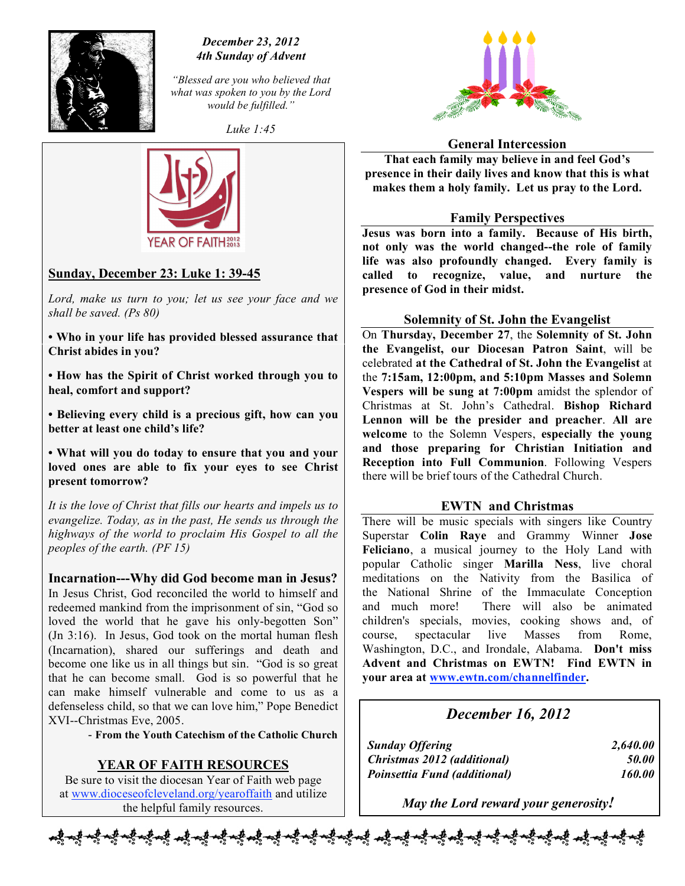*December 23, 2012*
*4th Sunday of Advent*

*"Blessed are you who believed that what was spoken to you by the Lord would be fulfilled."*

*Luke 1:45*

YEAR OF FAITH 2012 2013

## Sunday, December 23: Luke 1: 39-45

*Lord, make us turn to you; let us see your face and we shall be saved. (Ps 80)*

**• Who in your life has provided blessed assurance that Christ abides in you?**

**• How has the Spirit of Christ worked through you to heal, comfort and support?**

**• Believing every child is a precious gift, how can you better at least one child's life?**

**• What will you do today to ensure that you and your loved ones are able to fix your eyes to see Christ present tomorrow?**

*It is the love of Christ that fills our hearts and impels us to evangelize. Today, as in the past, He sends us through the highways of the world to proclaim His Gospel to all the peoples of the earth. (PF 15)*

### Incarnation---Why did God become man in Jesus?

In Jesus Christ, God reconciled the world to himself and redeemed mankind from the imprisonment of sin, "God so loved the world that he gave his only-begotten Son" (Jn 3:16). In Jesus, God took on the mortal human flesh (Incarnation), shared our sufferings and death and become one like us in all things but sin. "God is so great that he can become small. God is so powerful that he can make himself vulnerable and come to us as a defenseless child, so that we can love him," Pope Benedict XVI--Christmas Eve, 2005.

- **From the Youth Catechism of the Catholic Church**

## YEAR OF FAITH RESOURCES

Be sure to visit the diocesan Year of Faith web page at www.dioceseofcleveland.org/yearoffaith and utilize the helpful family resources.

## General Intercession

**That each family may believe in and feel God's presence in their daily lives and know that this is what makes them a holy family. Let us pray to the Lord.**

## Family Perspectives

**Jesus was born into a family. Because of His birth, not only was the world changed--the role of family life was also profoundly changed. Every family is called to recognize, value, and nurture the presence of God in their midst.**

## Solemnity of St. John the Evangelist

On **Thursday, December 27**, the **Solemnity of St. John the Evangelist, our Diocesan Patron Saint**, will be celebrated **at the Cathedral of St. John the Evangelist** at the **7:15am, 12:00pm, and 5:10pm Masses and Solemn Vespers will be sung at 7:00pm** amidst the splendor of Christmas at St. John's Cathedral. **Bishop Richard Lennon will be the presider and preacher**. **All are welcome** to the Solemn Vespers, **especially the young and those preparing for Christian Initiation and Reception into Full Communion**. Following Vespers there will be brief tours of the Cathedral Church.

## EWTN and Christmas

There will be music specials with singers like Country Superstar **Colin Raye** and Grammy Winner **Jose Feliciano**, a musical journey to the Holy Land with popular Catholic singer **Marilla Ness**, live choral meditations on the Nativity from the Basilica of the National Shrine of the Immaculate Conception and much more! There will also be animated children's specials, movies, cooking shows and, of course, spectacular live Masses from Rome, Washington, D.C., and Irondale, Alabama. **Don't miss Advent and Christmas on EWTN! Find EWTN in your area at www.ewtn.com/channelfinder.**

## *December 16, 2012*

| | |
|---|---|
| ***Sunday Offering*** | ***2,640.00*** |
| ***Christmas 2012 (additional)*** | ***50.00*** |
| ***Poinsettia Fund (additional)*** | ***160.00*** |

***May the Lord reward your generosity!***